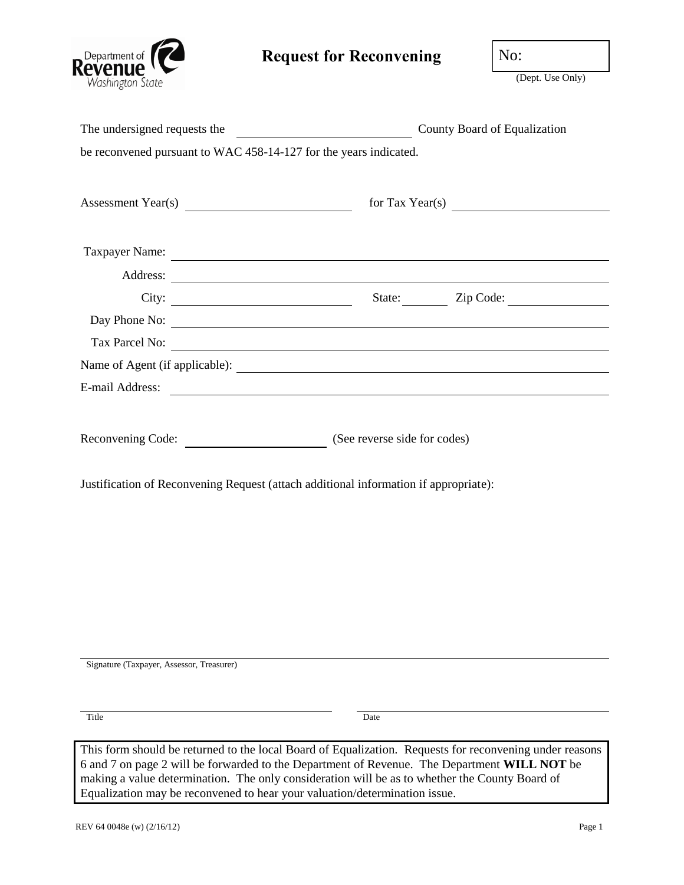Department of Revenue Washington State

# Request for Reconvening

No: ____________
(Dept. Use Only)

The undersigned requests the ____________________ County Board of Equalization be reconvened pursuant to WAC 458-14-127 for the years indicated.

Assessment Year(s) ____________________ for Tax Year(s) ____________________

Taxpayer Name: ____________________

Address: ____________________

City: ____________________ State: ________ Zip Code: ____________

Day Phone No: ____________________

Tax Parcel No: ____________________

Name of Agent (if applicable): ____________________

E-mail Address: ____________________

Reconvening Code: ____________________ (See reverse side for codes)

Justification of Reconvening Request (attach additional information if appropriate):

____________________
Signature (Taxpayer, Assessor, Treasurer)

____________________ ____________________
Title Date

> This form should be returned to the local Board of Equalization. Requests for reconvening under reasons 6 and 7 on page 2 will be forwarded to the Department of Revenue. The Department **WILL NOT** be making a value determination. The only consideration will be as to whether the County Board of Equalization may be reconvened to hear your valuation/determination issue.

REV 64 0048e (w) (2/16/12)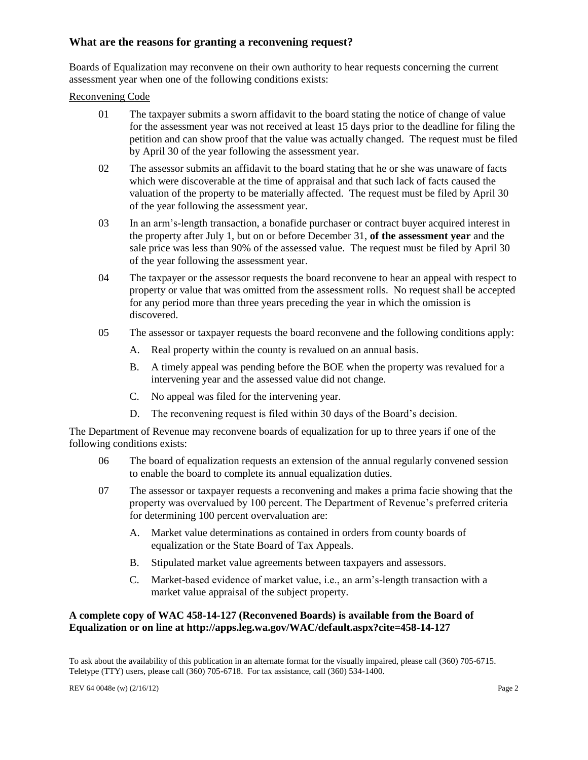## What are the reasons for granting a reconvening request?

Boards of Equalization may reconvene on their own authority to hear requests concerning the current assessment year when one of the following conditions exists:

<u>Reconvening Code</u>

01 The taxpayer submits a sworn affidavit to the board stating the notice of change of value for the assessment year was not received at least 15 days prior to the deadline for filing the petition and can show proof that the value was actually changed. The request must be filed by April 30 of the year following the assessment year.

02 The assessor submits an affidavit to the board stating that he or she was unaware of facts which were discoverable at the time of appraisal and that such lack of facts caused the valuation of the property to be materially affected. The request must be filed by April 30 of the year following the assessment year.

03 In an arm's-length transaction, a bonafide purchaser or contract buyer acquired interest in the property after July 1, but on or before December 31, **of the assessment year** and the sale price was less than 90% of the assessed value. The request must be filed by April 30 of the year following the assessment year.

04 The taxpayer or the assessor requests the board reconvene to hear an appeal with respect to property or value that was omitted from the assessment rolls. No request shall be accepted for any period more than three years preceding the year in which the omission is discovered.

05 The assessor or taxpayer requests the board reconvene and the following conditions apply:

A. Real property within the county is revalued on an annual basis.

B. A timely appeal was pending before the BOE when the property was revalued for a intervening year and the assessed value did not change.

C. No appeal was filed for the intervening year.

D. The reconvening request is filed within 30 days of the Board's decision.

The Department of Revenue may reconvene boards of equalization for up to three years if one of the following conditions exists:

06 The board of equalization requests an extension of the annual regularly convened session to enable the board to complete its annual equalization duties.

07 The assessor or taxpayer requests a reconvening and makes a prima facie showing that the property was overvalued by 100 percent. The Department of Revenue's preferred criteria for determining 100 percent overvaluation are:

A. Market value determinations as contained in orders from county boards of equalization or the State Board of Tax Appeals.

B. Stipulated market value agreements between taxpayers and assessors.

C. Market-based evidence of market value, i.e., an arm's-length transaction with a market value appraisal of the subject property.

**A complete copy of WAC 458-14-127 (Reconvened Boards) is available from the Board of Equalization or on line at http://apps.leg.wa.gov/WAC/default.aspx?cite=458-14-127**

To ask about the availability of this publication in an alternate format for the visually impaired, please call (360) 705-6715. Teletype (TTY) users, please call (360) 705-6718. For tax assistance, call (360) 534-1400.

REV 64 0048e (w) (2/16/12)